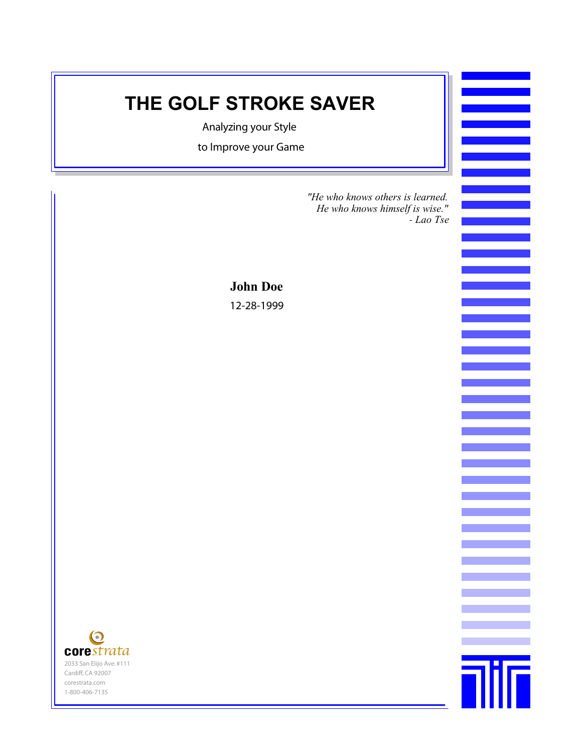# THE GOLF STROKE SAVER

Analyzing your Style

to Improve your Game

*"He who knows others is learned.*
*He who knows himself is wise."*
*- Lao Tse*

**John Doe**

12-28-1999

corestrata
2033 San Elijo Ave. #111
Cardiff, CA 92007
corestrata.com
1-800-406-7135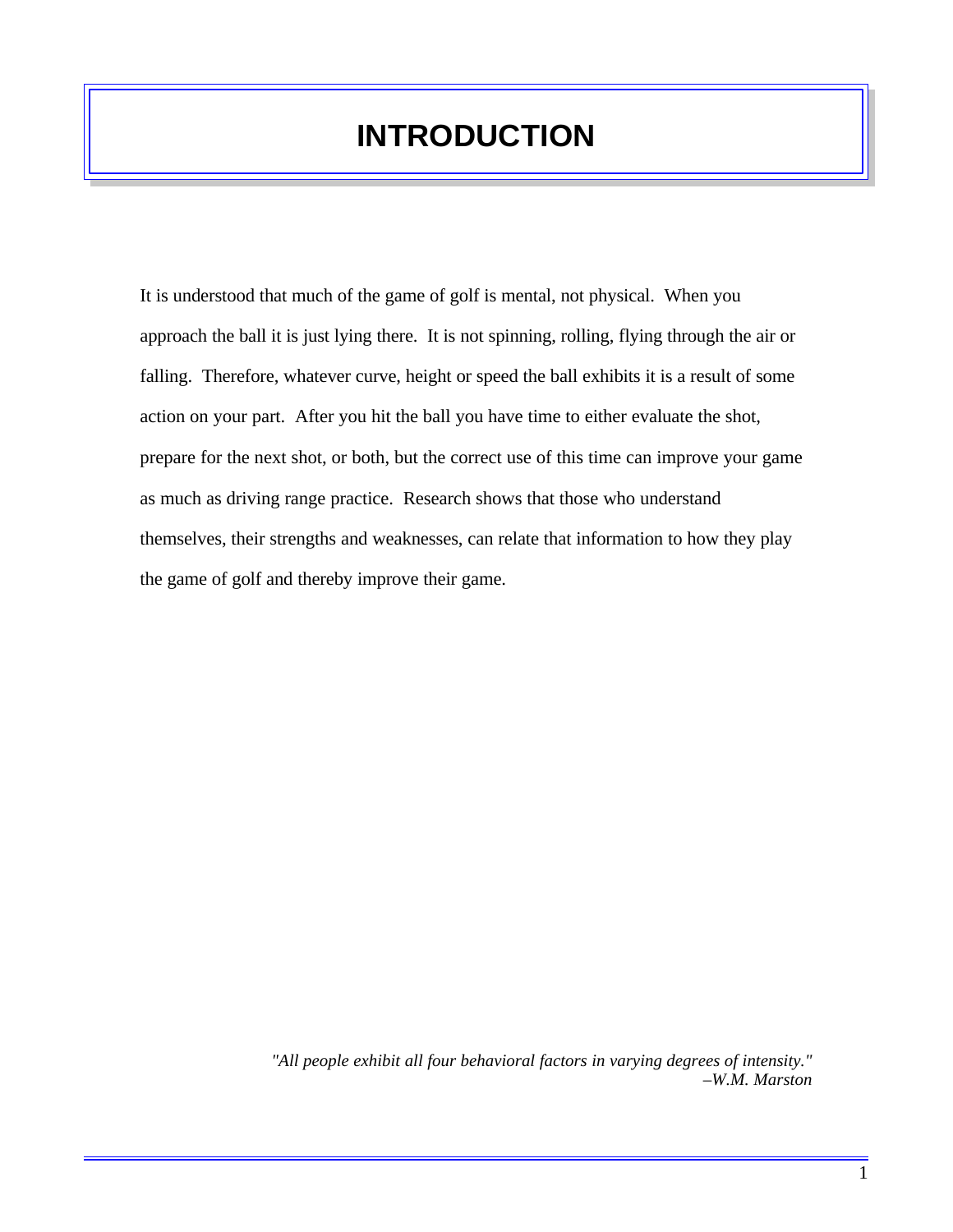# INTRODUCTION

It is understood that much of the game of golf is mental, not physical. When you approach the ball it is just lying there. It is not spinning, rolling, flying through the air or falling. Therefore, whatever curve, height or speed the ball exhibits it is a result of some action on your part. After you hit the ball you have time to either evaluate the shot, prepare for the next shot, or both, but the correct use of this time can improve your game as much as driving range practice. Research shows that those who understand themselves, their strengths and weaknesses, can relate that information to how they play the game of golf and thereby improve their game.

*"All people exhibit all four behavioral factors in varying degrees of intensity."*
*–W.M. Marston*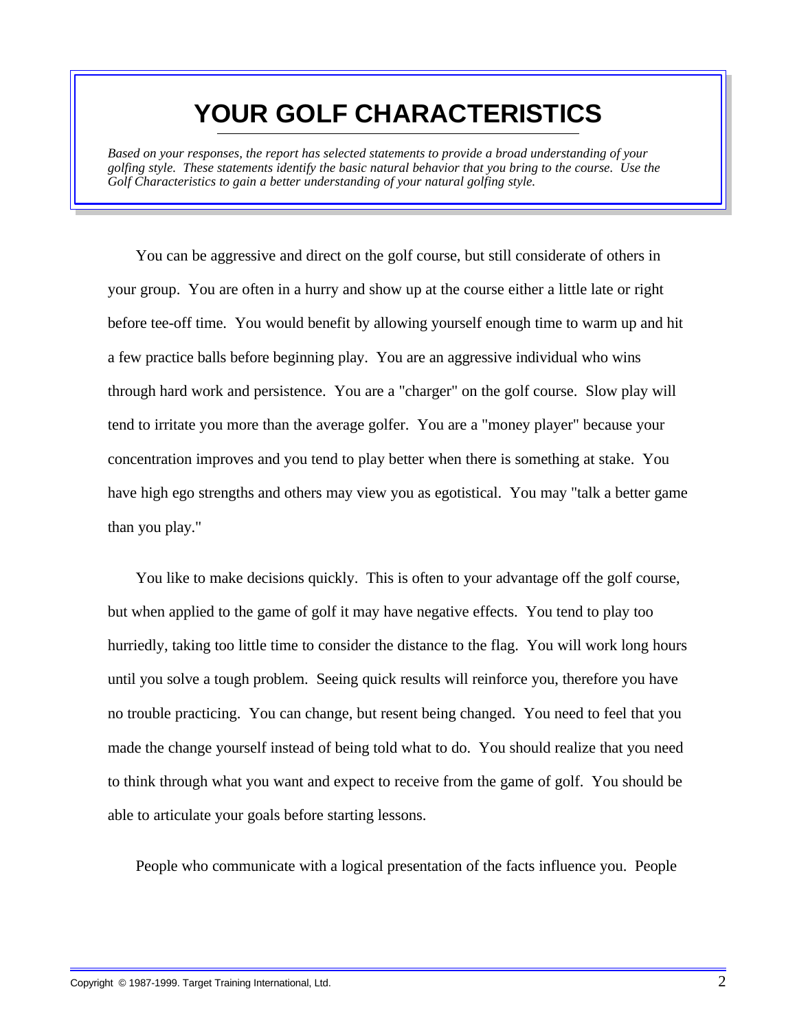# YOUR GOLF CHARACTERISTICS

*Based on your responses, the report has selected statements to provide a broad understanding of your golfing style. These statements identify the basic natural behavior that you bring to the course. Use the Golf Characteristics to gain a better understanding of your natural golfing style.*

You can be aggressive and direct on the golf course, but still considerate of others in your group. You are often in a hurry and show up at the course either a little late or right before tee-off time. You would benefit by allowing yourself enough time to warm up and hit a few practice balls before beginning play. You are an aggressive individual who wins through hard work and persistence. You are a "charger" on the golf course. Slow play will tend to irritate you more than the average golfer. You are a "money player" because your concentration improves and you tend to play better when there is something at stake. You have high ego strengths and others may view you as egotistical. You may "talk a better game than you play."

You like to make decisions quickly. This is often to your advantage off the golf course, but when applied to the game of golf it may have negative effects. You tend to play too hurriedly, taking too little time to consider the distance to the flag. You will work long hours until you solve a tough problem. Seeing quick results will reinforce you, therefore you have no trouble practicing. You can change, but resent being changed. You need to feel that you made the change yourself instead of being told what to do. You should realize that you need to think through what you want and expect to receive from the game of golf. You should be able to articulate your goals before starting lessons.

People who communicate with a logical presentation of the facts influence you. People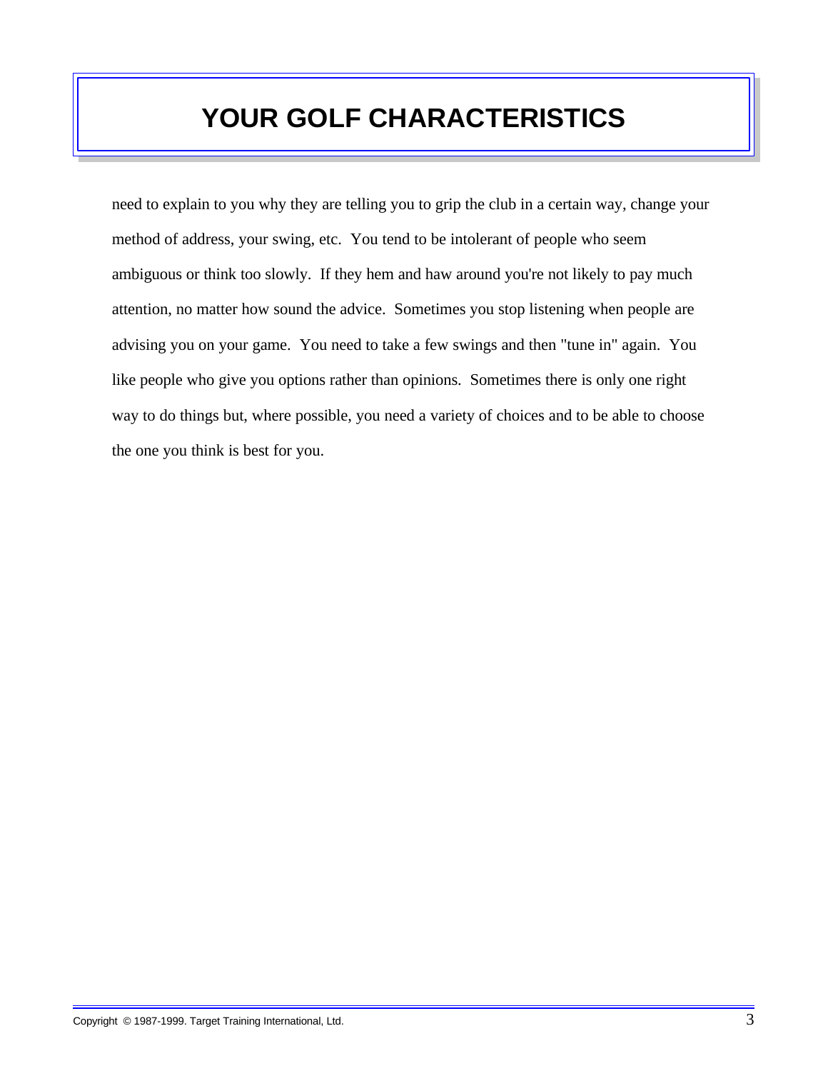# YOUR GOLF CHARACTERISTICS

need to explain to you why they are telling you to grip the club in a certain way, change your method of address, your swing, etc. You tend to be intolerant of people who seem ambiguous or think too slowly. If they hem and haw around you're not likely to pay much attention, no matter how sound the advice. Sometimes you stop listening when people are advising you on your game. You need to take a few swings and then "tune in" again. You like people who give you options rather than opinions. Sometimes there is only one right way to do things but, where possible, you need a variety of choices and to be able to choose the one you think is best for you.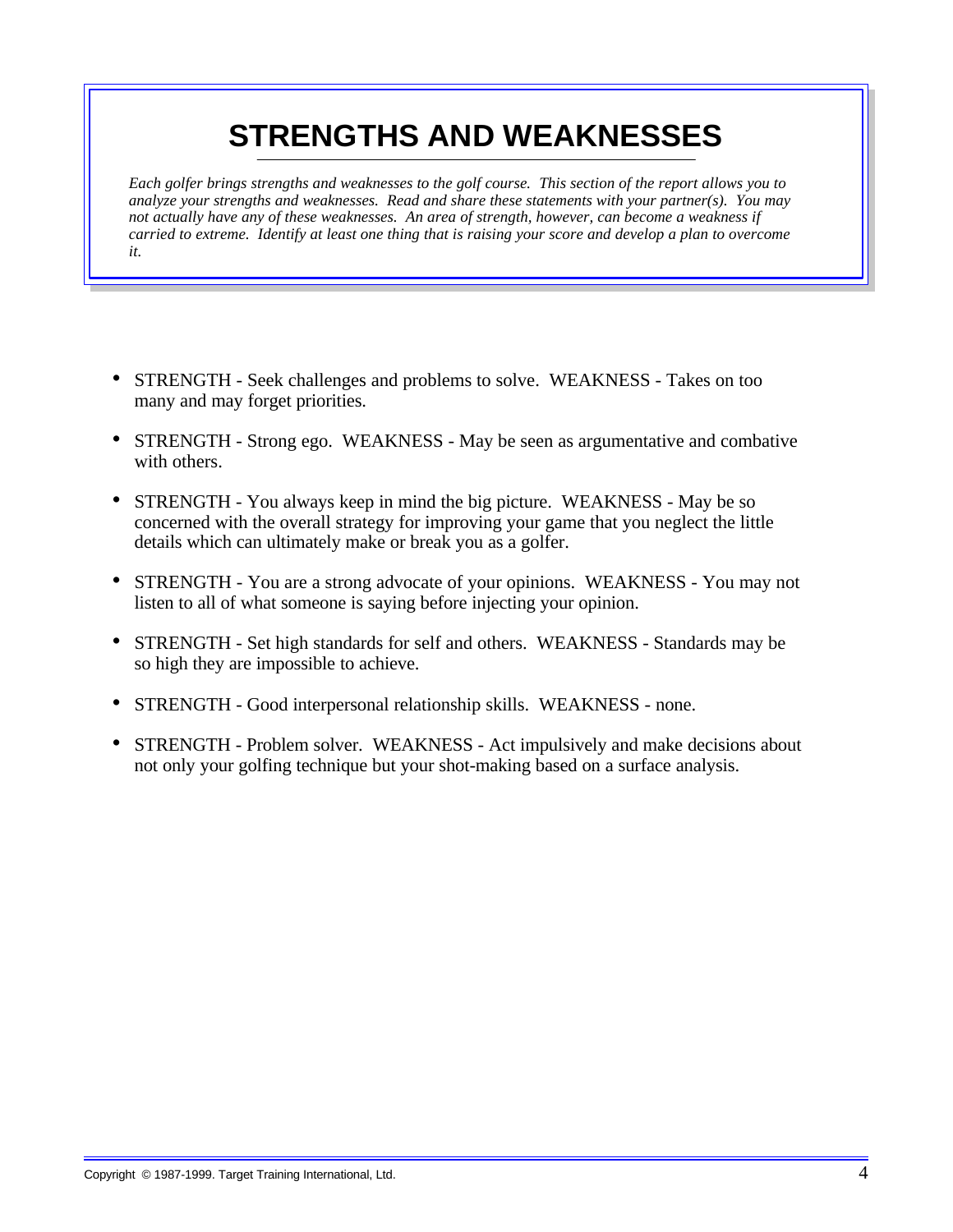# STRENGTHS AND WEAKNESSES

*Each golfer brings strengths and weaknesses to the golf course. This section of the report allows you to analyze your strengths and weaknesses. Read and share these statements with your partner(s). You may not actually have any of these weaknesses. An area of strength, however, can become a weakness if carried to extreme. Identify at least one thing that is raising your score and develop a plan to overcome it.*

- STRENGTH - Seek challenges and problems to solve. WEAKNESS - Takes on too many and may forget priorities.
- STRENGTH - Strong ego. WEAKNESS - May be seen as argumentative and combative with others.
- STRENGTH - You always keep in mind the big picture. WEAKNESS - May be so concerned with the overall strategy for improving your game that you neglect the little details which can ultimately make or break you as a golfer.
- STRENGTH - You are a strong advocate of your opinions. WEAKNESS - You may not listen to all of what someone is saying before injecting your opinion.
- STRENGTH - Set high standards for self and others. WEAKNESS - Standards may be so high they are impossible to achieve.
- STRENGTH - Good interpersonal relationship skills. WEAKNESS - none.
- STRENGTH - Problem solver. WEAKNESS - Act impulsively and make decisions about not only your golfing technique but your shot-making based on a surface analysis.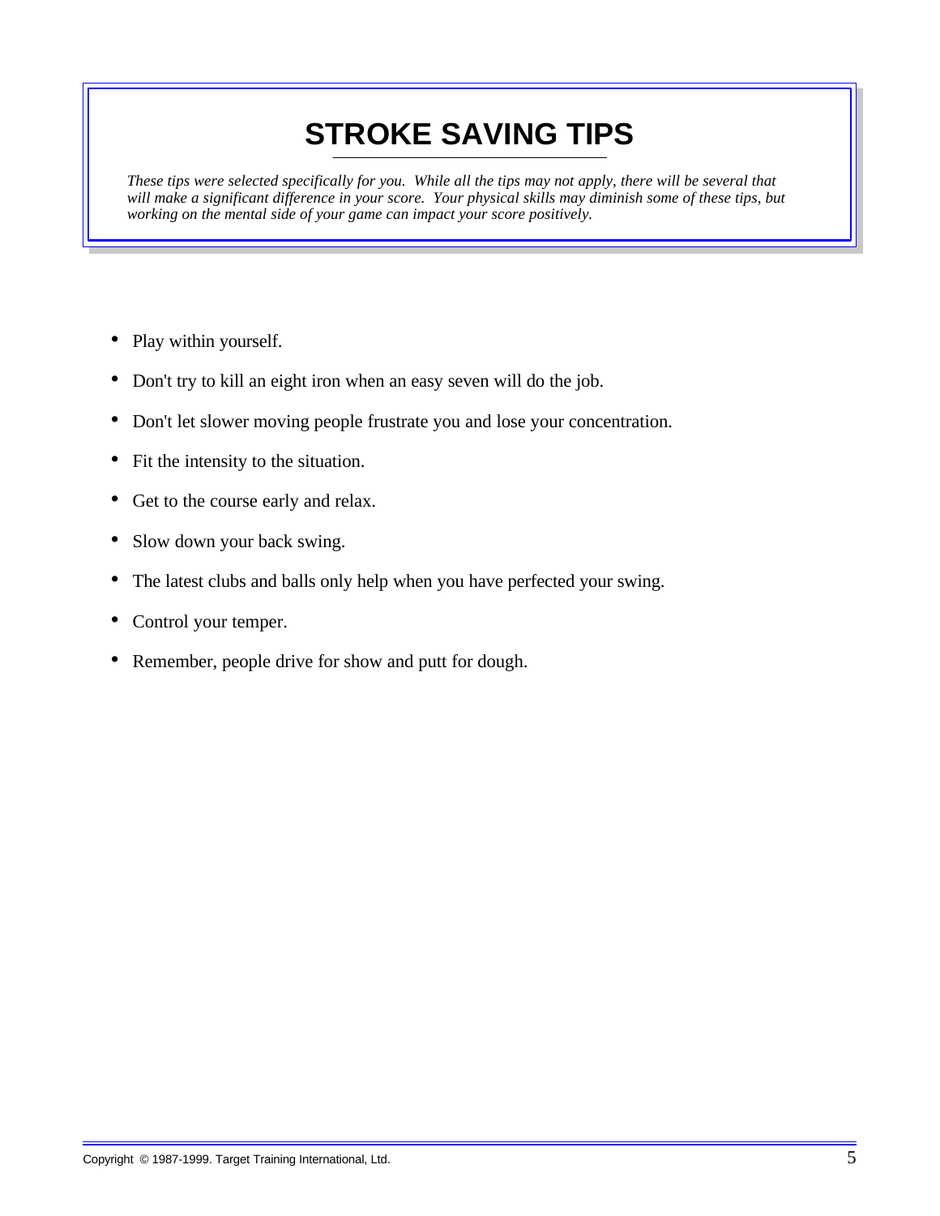# STROKE SAVING TIPS

*These tips were selected specifically for you. While all the tips may not apply, there will be several that will make a significant difference in your score. Your physical skills may diminish some of these tips, but working on the mental side of your game can impact your score positively.*

- Play within yourself.
- Don't try to kill an eight iron when an easy seven will do the job.
- Don't let slower moving people frustrate you and lose your concentration.
- Fit the intensity to the situation.
- Get to the course early and relax.
- Slow down your back swing.
- The latest clubs and balls only help when you have perfected your swing.
- Control your temper.
- Remember, people drive for show and putt for dough.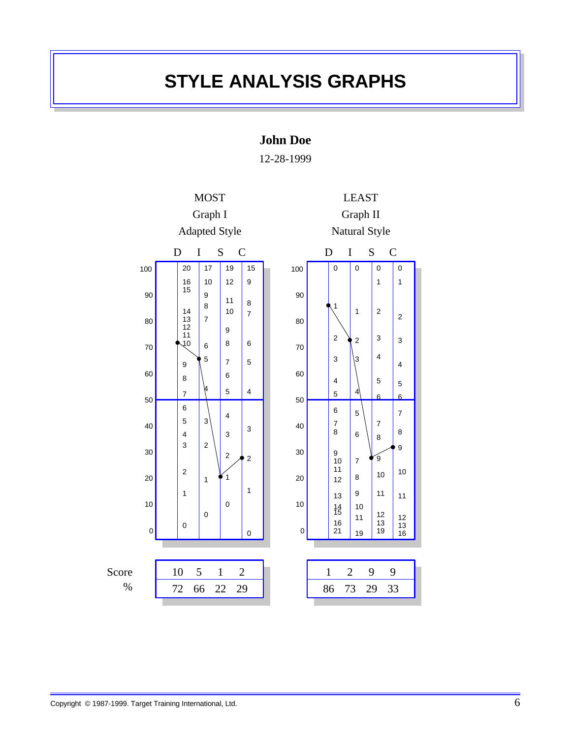# STYLE ANALYSIS GRAPHS

**John Doe**

12-28-1999

| | MOST Graph I Adapted Style | | | | LEAST Graph II Natural Style | | | |
|---|---|---|---|---|---|---|---|---|
| | D | I | S | C | D | I | S | C |
| Score | 10 | 5 | 1 | 2 | 1 | 2 | 9 | 9 |
| % | 72 | 66 | 22 | 29 | 86 | 73 | 29 | 33 |

Copyright © 1987-1999. Target Training International, Ltd.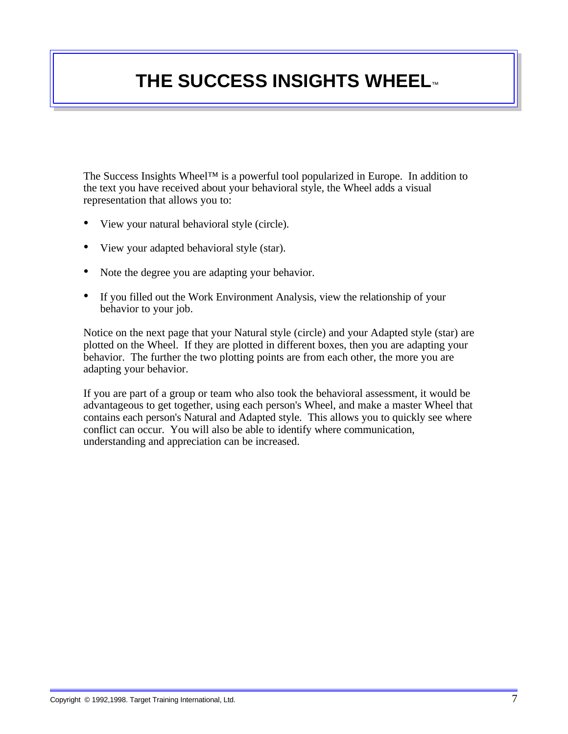# THE SUCCESS INSIGHTS WHEEL™

The Success Insights Wheel™ is a powerful tool popularized in Europe. In addition to the text you have received about your behavioral style, the Wheel adds a visual representation that allows you to:

- View your natural behavioral style (circle).
- View your adapted behavioral style (star).
- Note the degree you are adapting your behavior.
- If you filled out the Work Environment Analysis, view the relationship of your behavior to your job.

Notice on the next page that your Natural style (circle) and your Adapted style (star) are plotted on the Wheel. If they are plotted in different boxes, then you are adapting your behavior. The further the two plotting points are from each other, the more you are adapting your behavior.

If you are part of a group or team who also took the behavioral assessment, it would be advantageous to get together, using each person's Wheel, and make a master Wheel that contains each person's Natural and Adapted style. This allows you to quickly see where conflict can occur. You will also be able to identify where communication, understanding and appreciation can be increased.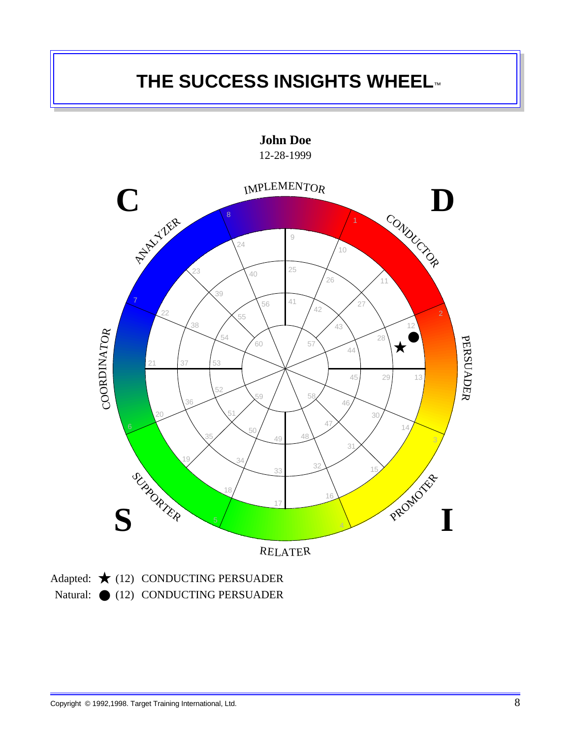# THE SUCCESS INSIGHTS WHEEL™

**John Doe**
12-28-1999

C
D
S
I

IMPLEMENTOR
CONDUCTOR
PERSUADER
PROMOTER
RELATER
SUPPORTER
COORDINATOR
ANALYZER

Adapted: ★ (12) CONDUCTING PERSUADER
Natural: ● (12) CONDUCTING PERSUADER

Copyright © 1992,1998. Target Training International, Ltd.